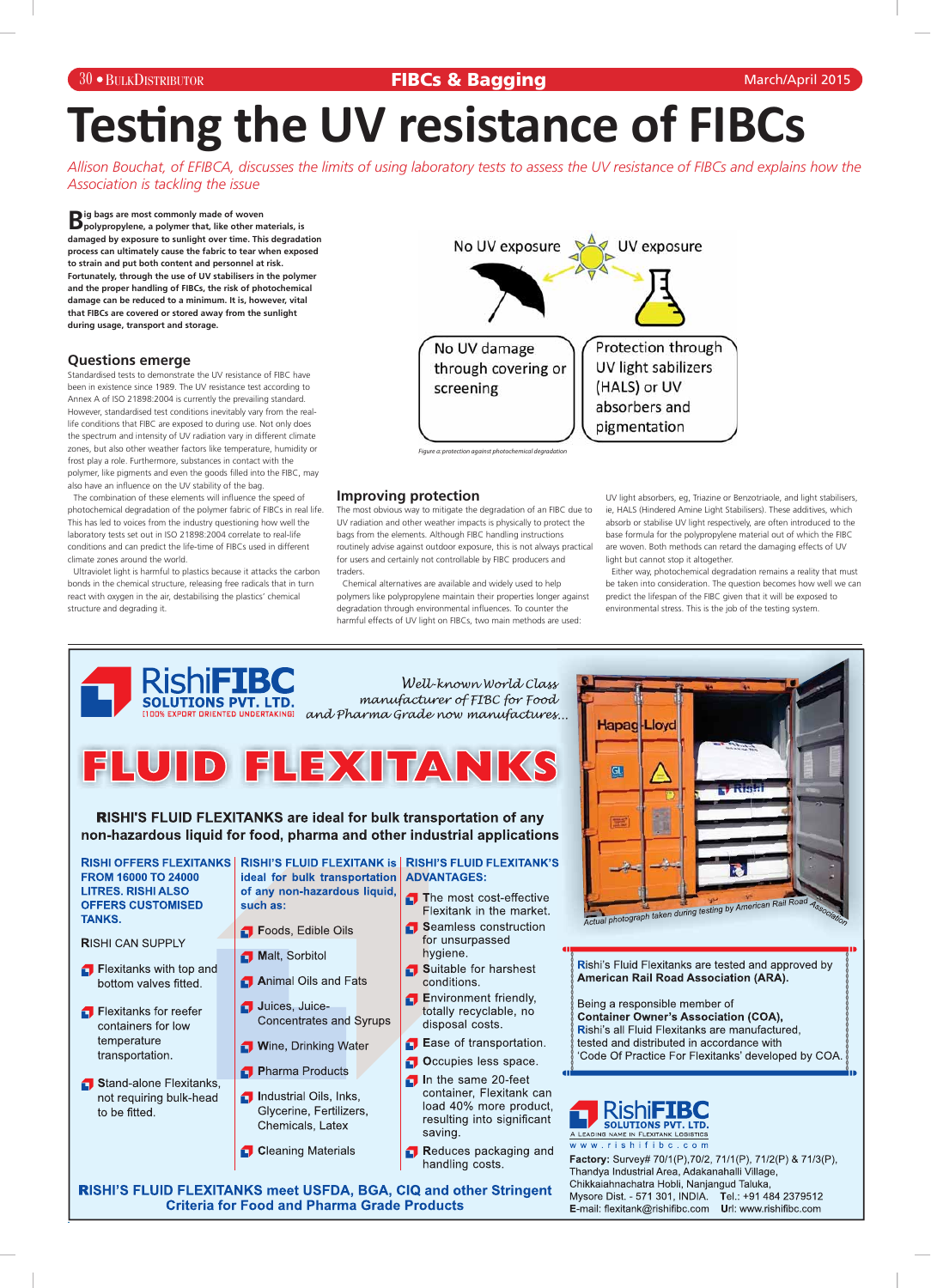# Testing the UV resistance of FIBCs

*Allison Bouchat, of EFIBCA, discusses the limits of using laboratory tests to assess the UV resistance of FIBCs and explains how the Association is tackling the issue*

**Big bags are most commonly made of woven polypropylene, a polymer that, like other materials, is damaged by exposure to sunlight over time. This degradation process can ultimately cause the fabric to tear when exposed to strain and put both content and personnel at risk. Fortunately, through the use of UV stabilisers in the polymer and the proper handling of FIBCs, the risk of photochemical damage can be reduced to a minimum. It is, however, vital that FIBCs are covered or stored away from the sunlight during usage, transport and storage.**

## Questions emerge

Standardised tests to demonstrate the UV resistance of FIBC have been in existence since 1989. The UV resistance test according to Annex A of ISO 21898:2004 is currently the prevailing standard. However, standardised test conditions inevitably vary from the real-life conditions that FIBC are exposed to during use. Not only does the spectrum and intensity of UV radiation vary in different climate zones, but also other weather factors like temperature, humidity or frost play a role. Furthermore, substances in contact with the polymer, like pigments and even the goods filled into the FIBC, may also have an influence on the UV stability of the bag.

The combination of these elements will influence the speed of photochemical degradation of the polymer fabric of FIBCs in real life. This has led to voices from the industry questioning how well the laboratory tests set out in ISO 21898:2004 correlate to real-life conditions and can predict the life-time of FIBCs used in different climate zones around the world.

Ultraviolet light is harmful to plastics because it attacks the carbon bonds in the chemical structure, releasing free radicals that in turn react with oxygen in the air, destabilising the plastics' chemical structure and degrading it.

No UV exposure | UV exposure

No UV damage through covering or screening | Protection through UV light stabilizers (HALS) or UV absorbers and pigmentation

*Figure a: protection against photochemical degradation*

## Improving protection

The most obvious way to mitigate the degradation of an FIBC due to UV radiation and other weather impacts is physically to protect the bags from the elements. Although FIBC handling instructions routinely advise against outdoor exposure, this is not always practical for users and certainly not controllable by FIBC producers and traders.

Chemical alternatives are available and widely used to help polymers like polypropylene maintain their properties longer against degradation through environmental influences. To counter the harmful effects of UV light on FIBCs, two main methods are used: UV light absorbers, eg, Triazine or Benzotriaole, and light stabilisers, ie, HALS (Hindered Amine Light Stabilisers). These additives, which absorb or stabilise UV light respectively, are often introduced to the base formula for the polypropylene material out of which the FIBC are woven. Both methods can retard the damaging effects of UV light but cannot stop it altogether.

Either way, photochemical degradation remains a reality that must be taken into consideration. The question becomes how well we can predict the lifespan of the FIBC given that it will be exposed to environmental stress. This is the job of the testing system.

---

**RishiFIBC SOLUTIONS PVT. LTD.** [100% EXPORT ORIENTED UNDERTAKING]

*Well-known World Class manufacturer of FIBC for Food and Pharma Grade now manufactures...*

# FLUID FLEXITANKS

**RISHI'S FLUID FLEXITANKS are ideal for bulk transportation of any non-hazardous liquid for food, pharma and other industrial applications**

**RISHI OFFERS FLEXITANKS FROM 16000 TO 24000 LITRES. RISHI ALSO OFFERS CUSTOMISED TANKS.**

RISHI CAN SUPPLY

- Flexitanks with top and bottom valves fitted.
- Flexitanks for reefer containers for low temperature transportation.
- Stand-alone Flexitanks, not requiring bulk-head to be fitted.

**RISHI'S FLUID FLEXITANK is ideal for bulk transportation of any non-hazardous liquid, such as:**

- Foods, Edible Oils
- Malt, Sorbitol
- Animal Oils and Fats
- Juices, Juice-Concentrates and Syrups
- Wine, Drinking Water
- Pharma Products
- Industrial Oils, Inks, Glycerine, Fertilizers, Chemicals, Latex
- Cleaning Materials

**RISHI'S FLUID FLEXITANK'S ADVANTAGES:**

- The most cost-effective Flexitank in the market.
- Seamless construction for unsurpassed hygiene.
- Suitable for harshest conditions.
- Environment friendly, totally recyclable, no disposal costs.
- Ease of transportation.
- Occupies less space.
- In the same 20-feet container, Flexitank can load 40% more product, resulting into significant saving.
- Reduces packaging and handling costs.

*Actual photograph taken during testing by American Rail Road Association*

Rishi's Fluid Flexitanks are tested and approved by **American Rail Road Association (ARA).**

Being a responsible member of **Container Owner's Association (COA),** Rishi's all Fluid Flexitanks are manufactured, tested and distributed in accordance with 'Code Of Practice For Flexitanks' developed by COA.

**RISHI'S FLUID FLEXITANKS meet USFDA, BGA, CIQ and other Stringent Criteria for Food and Pharma Grade Products**

**RishiFIBC SOLUTIONS PVT. LTD.** A LEADING NAME IN FLEXITANK LOGISTICS
www.rishifibc.com

**Factory:** Survey# 70/1(P),70/2, 71/1(P), 71/2(P) & 71/3(P), Thandya Industrial Area, Adakanahalli Village, Chikkaiahnachatra Hobli, Nanjangud Taluka, Mysore Dist. - 571 301, INDIA. **Tel.:** +91 484 2379512
**E-mail:** flexitank@rishifibc.com **Url:** www.rishifibc.com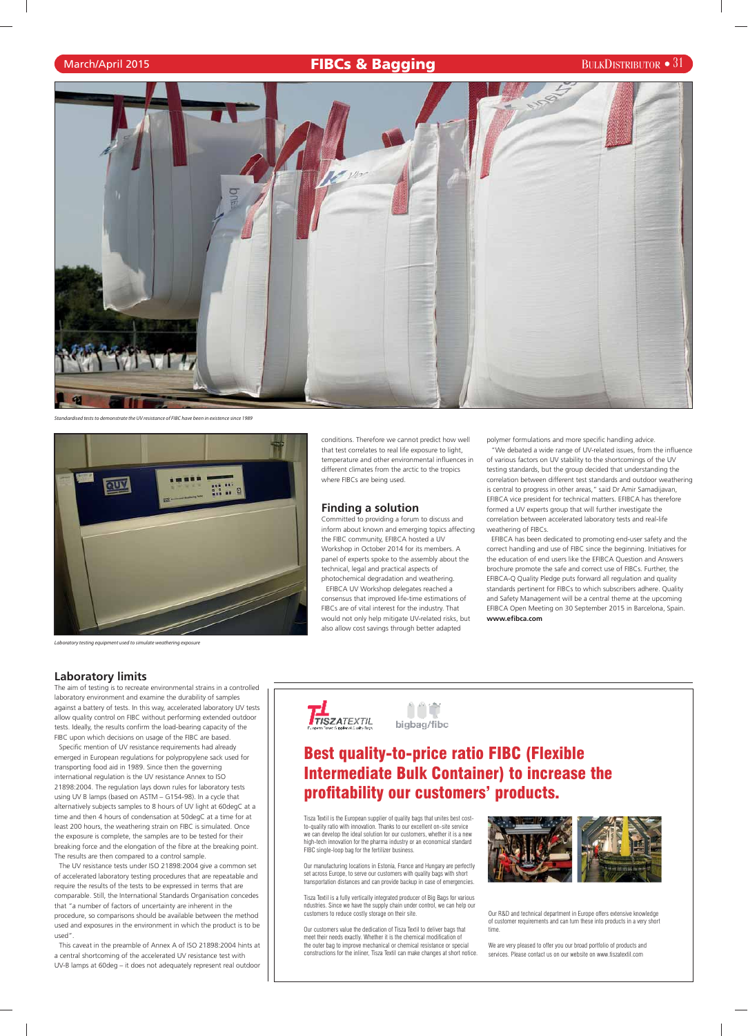*Standardised tests to demonstrate the UV resistance of FIBC have been in existence since 1989*

*Laboratory testing equipment used to simulate weathering exposure*

conditions. Therefore we cannot predict how well that test correlates to real life exposure to light, temperature and other environmental influences in different climates from the arctic to the tropics where FIBCs are being used.

## Finding a solution

Committed to providing a forum to discuss and inform about known and emerging topics affecting the FIBC community, EFIBCA hosted a UV Workshop in October 2014 for its members. A panel of experts spoke to the assembly about the technical, legal and practical aspects of photochemical degradation and weathering.

EFIBCA UV Workshop delegates reached a consensus that improved life-time estimations of FIBCs are of vital interest for the industry. That would not only help mitigate UV-related risks, but also allow cost savings through better adapted polymer formulations and more specific handling advice.

"We debated a wide range of UV-related issues, from the influence of various factors on UV stability to the shortcomings of the UV testing standards, but the group decided that understanding the correlation between different test standards and outdoor weathering is central to progress in other areas," said Dr Amir Samadijavan, EFIBCA vice president for technical matters. EFIBCA has therefore formed a UV experts group that will further investigate the correlation between accelerated laboratory tests and real-life weathering of FIBCs.

EFIBCA has been dedicated to promoting end-user safety and the correct handling and use of FIBC since the beginning. Initiatives for the education of end users like the EFIBCA Question and Answers brochure promote the safe and correct use of FIBCs. Further, the EFIBCA-Q Quality Pledge puts forward all regulation and quality standards pertinent for FIBCs to which subscribers adhere. Quality and Safety Management will be a central theme at the upcoming EFIBCA Open Meeting on 30 September 2015 in Barcelona, Spain.

**www.efibca.com**

## Laboratory limits

The aim of testing is to recreate environmental strains in a controlled laboratory environment and examine the durability of samples against a battery of tests. In this way, accelerated laboratory UV tests allow quality control on FIBC without performing extended outdoor tests. Ideally, the results confirm the load-bearing capacity of the FIBC upon which decisions on usage of the FIBC are based.

Specific mention of UV resistance requirements had already emerged in European regulations for polypropylene sack used for transporting food aid in 1989. Since then the governing international regulation is the UV resistance Annex to ISO 21898:2004. The regulation lays down rules for laboratory tests using UV B lamps (based on ASTM – G154-98). In a cycle that alternatively subjects samples to 8 hours of UV light at 60degC at a time and then 4 hours of condensation at 50degC at a time for at least 200 hours, the weathering strain on FIBC is simulated. Once the exposure is complete, the samples are to be tested for their breaking force and the elongation of the fibre at the breaking point. The results are then compared to a control sample.

The UV resistance tests under ISO 21898:2004 give a common set of accelerated laboratory testing procedures that are repeatable and require the results of the tests to be expressed in terms that are comparable. Still, the International Standards Organisation concedes that "a number of factors of uncertainty are inherent in the procedure, so comparisons should be available between the method used and exposures in the environment in which the product is to be used".

This caveat in the preamble of Annex A of ISO 21898:2004 hints at a central shortcoming of the accelerated UV resistance test with UV-B lamps at 60deg – it does not adequately represent real outdoor

---

TISZATEXTIL — European Supplier of Quality Bags

bigbag/fibc

## Best quality-to-price ratio FIBC (Flexible Intermediate Bulk Container) to increase the profitability our customers' products.

Tisza Textil is the European supplier of quality bags that unites best cost-to-quality ratio with innovation. Thanks to our excellent on-site service we can develop the ideal solution for our customers, whether it is a new high-tech innovation for the pharma industry or an economical standard FIBC single-loop bag for the fertilizer business.

Our manufacturing locations in Estonia, France and Hungary are perfectly set across Europe, to serve our customers with quality bags with short transportation distances and can provide backup in case of emergencies.

Tisza Textil is a fully vertically integrated producer of Big Bags for various ndustries. Since we have the supply chain under control, we can help our customers to reduce costly storage on their site.

Our customers value the dedication of Tisza Textil to deliver bags that meet their needs exactly. Whether it is the chemical modification of the outer bag to improve mechanical or chemical resistance or special constructions for the inliner, Tisza Textil can make changes at short notice.

Our R&D and technical department in Europe offers extensive knowledge of customer requirements and can turn these into products in a very short time.

We are very pleased to offer you our broad portfolio of products and services. Please contact us on our website on www.tiszatextil.com